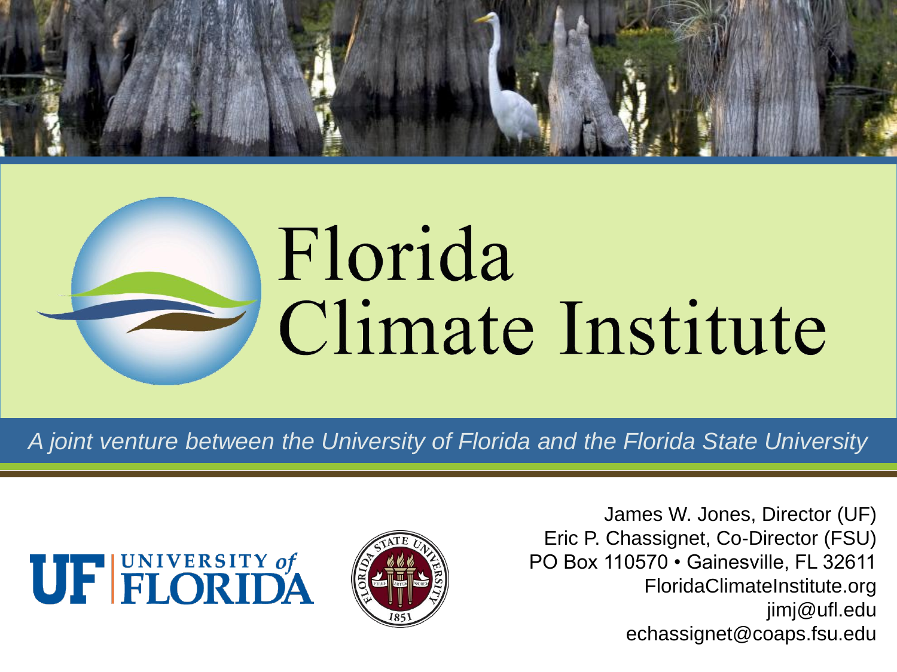# Florida Climate Institute

*A joint venture between the University of Florida and the Florida State University*

UF | UNIVERSITY of FLORIDA

FLORIDA STATE UNIVERSITY 1851

James W. Jones, Director (UF)
Eric P. Chassignet, Co-Director (FSU)
PO Box 110570 • Gainesville, FL 32611
FloridaClimateInstitute.org
jimj@ufl.edu
echassignet@coaps.fsu.edu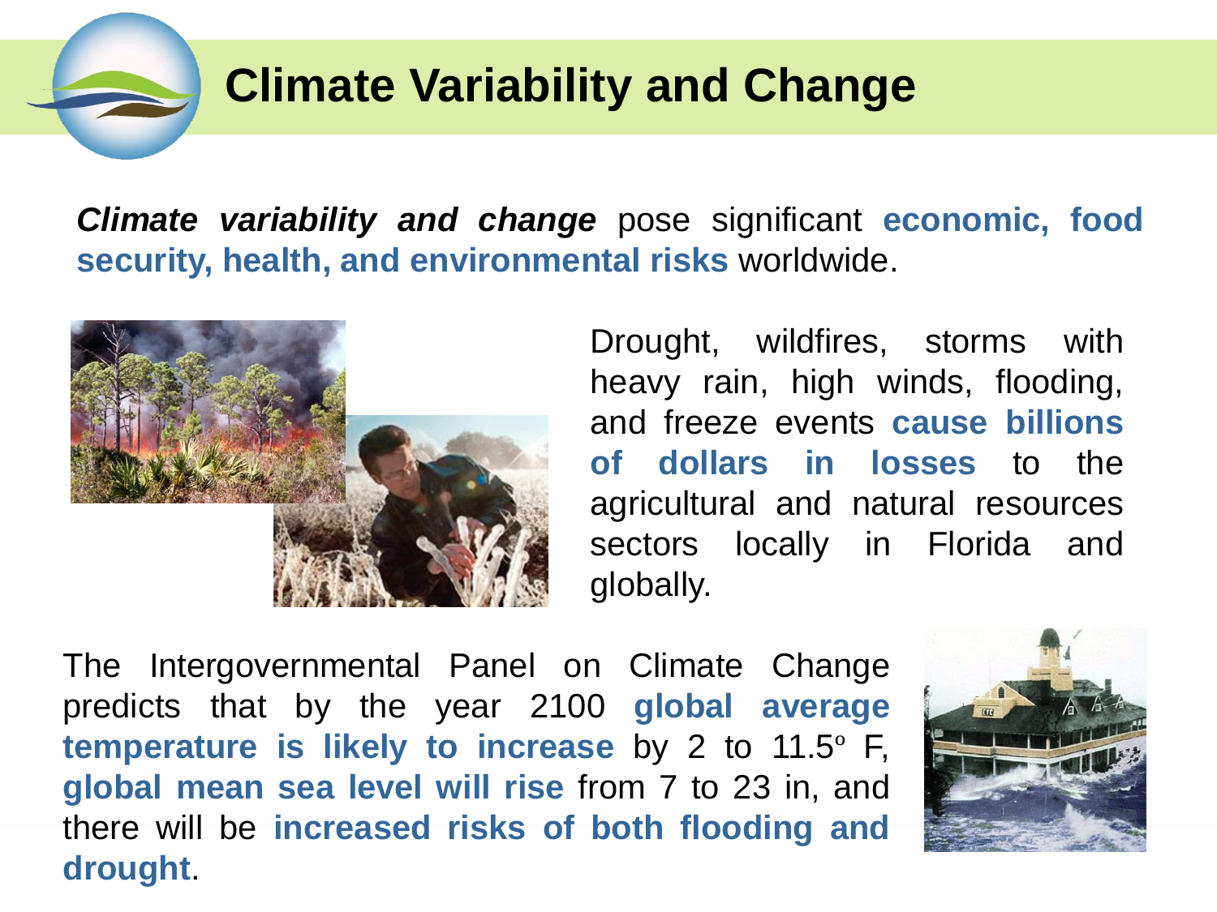# Climate Variability and Change

***Climate variability and change*** pose significant **economic, food security, health, and environmental risks** worldwide.

Drought, wildfires, storms with heavy rain, high winds, flooding, and freeze events **cause billions of dollars in losses** to the agricultural and natural resources sectors locally in Florida and globally.

The Intergovernmental Panel on Climate Change predicts that by the year 2100 **global average temperature is likely to increase** by 2 to 11.5º F, **global mean sea level will rise** from 7 to 23 in, and there will be **increased risks of both flooding and drought**.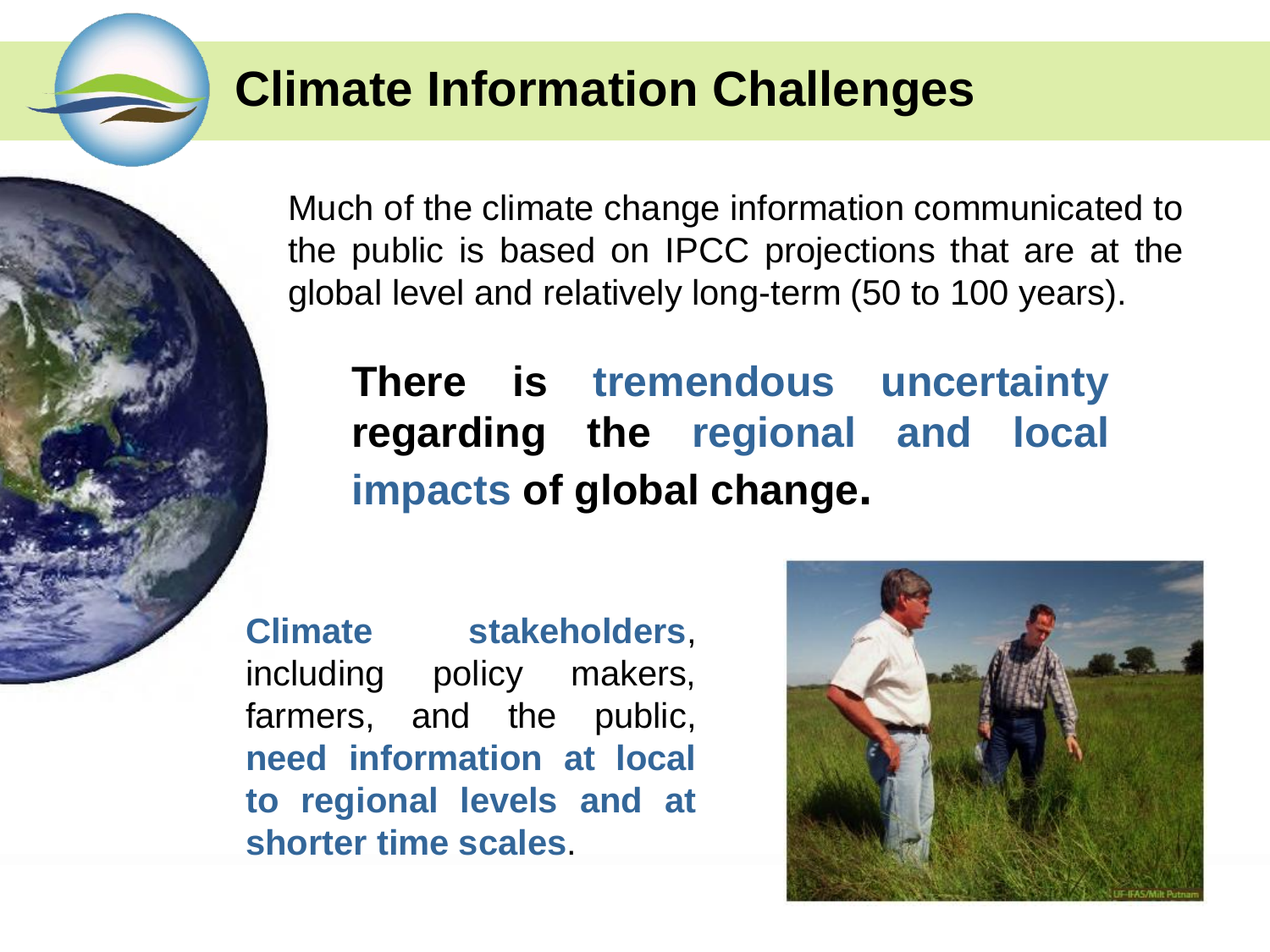# Climate Information Challenges

Much of the climate change information communicated to the public is based on IPCC projections that are at the global level and relatively long-term (50 to 100 years).

**There is tremendous uncertainty regarding the regional and local impacts of global change.**

**Climate stakeholders**, including policy makers, farmers, and the public, **need information at local to regional levels and at shorter time scales**.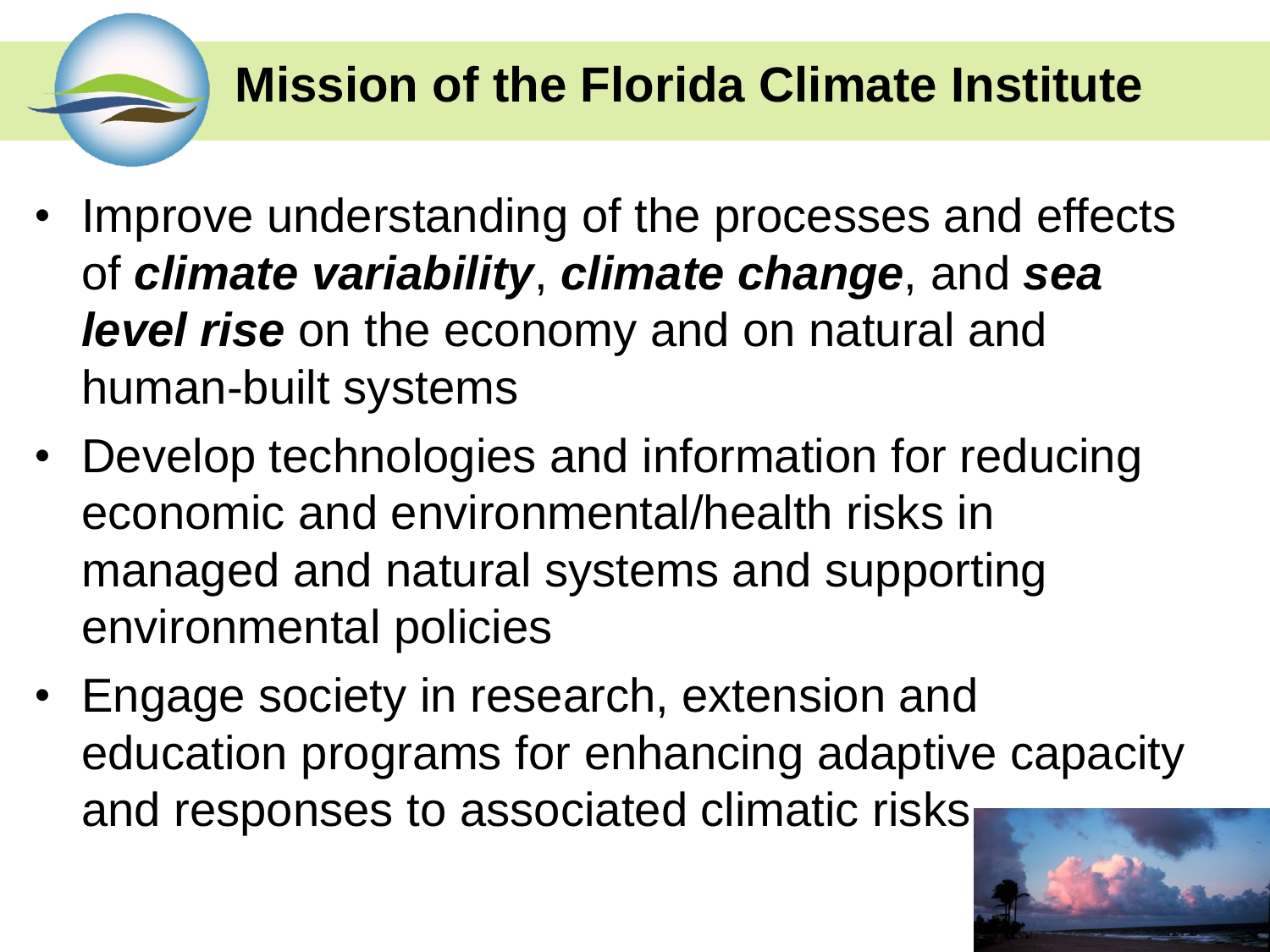# Mission of the Florida Climate Institute

- Improve understanding of the processes and effects of ***climate variability***, ***climate change***, and ***sea level rise*** on the economy and on natural and human-built systems
- Develop technologies and information for reducing economic and environmental/health risks in managed and natural systems and supporting environmental policies
- Engage society in research, extension and education programs for enhancing adaptive capacity and responses to associated climatic risks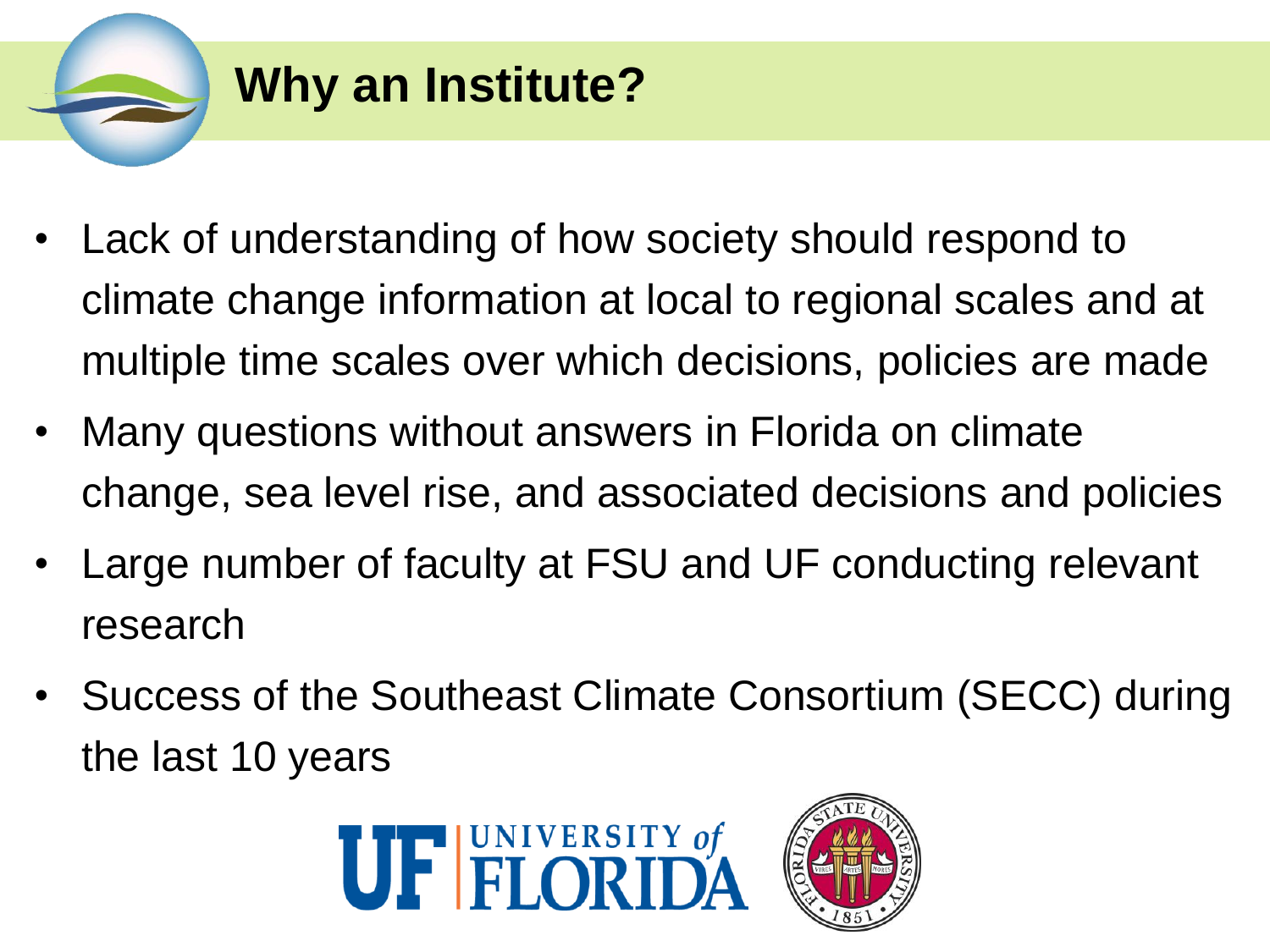# Why an Institute?

- Lack of understanding of how society should respond to climate change information at local to regional scales and at multiple time scales over which decisions, policies are made
- Many questions without answers in Florida on climate change, sea level rise, and associated decisions and policies
- Large number of faculty at FSU and UF conducting relevant research
- Success of the Southeast Climate Consortium (SECC) during the last 10 years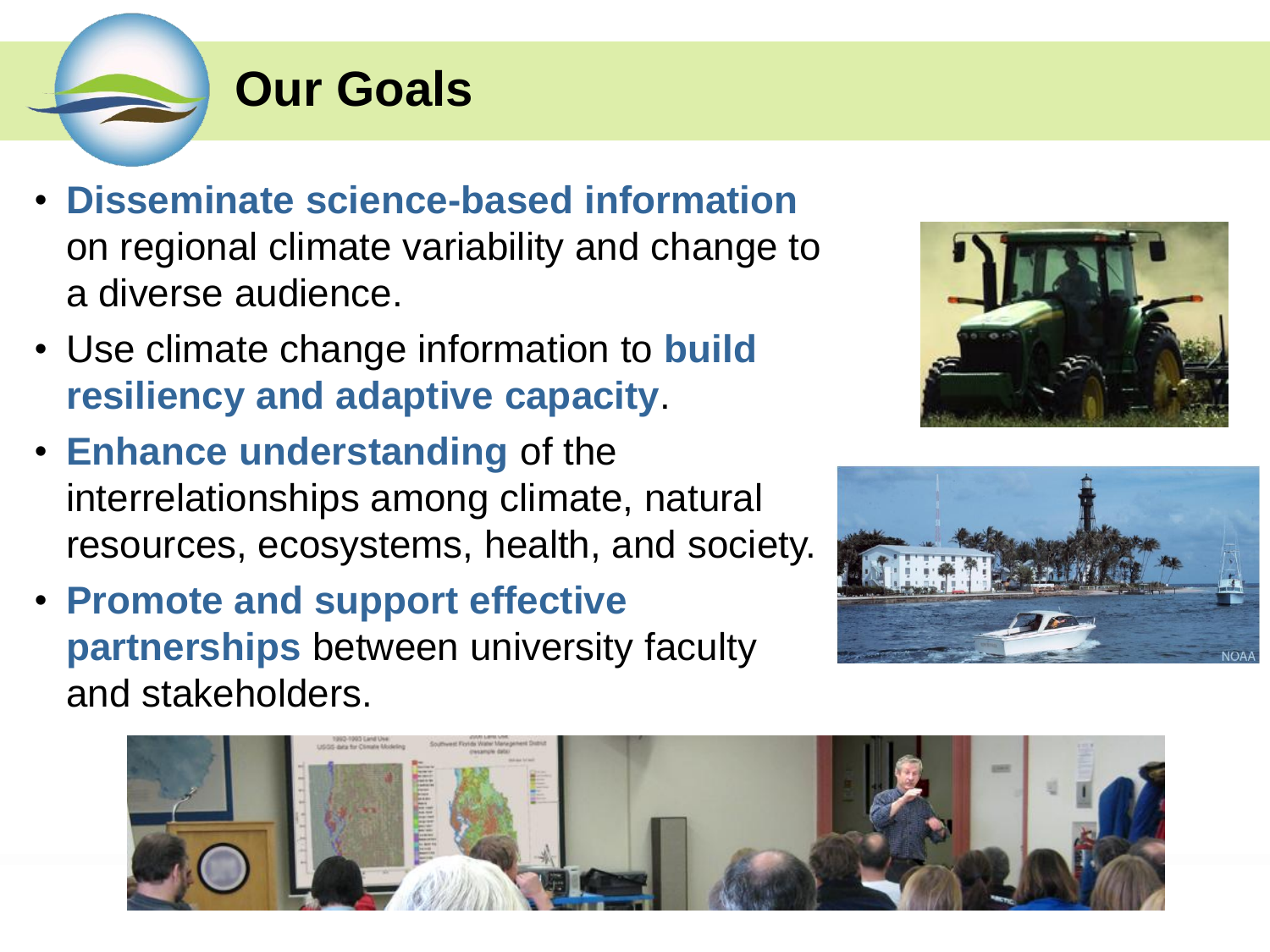# Our Goals

- **Disseminate science-based information** on regional climate variability and change to a diverse audience.
- Use climate change information to **build resiliency and adaptive capacity**.
- **Enhance understanding** of the interrelationships among climate, natural resources, ecosystems, health, and society.
- **Promote and support effective partnerships** between university faculty and stakeholders.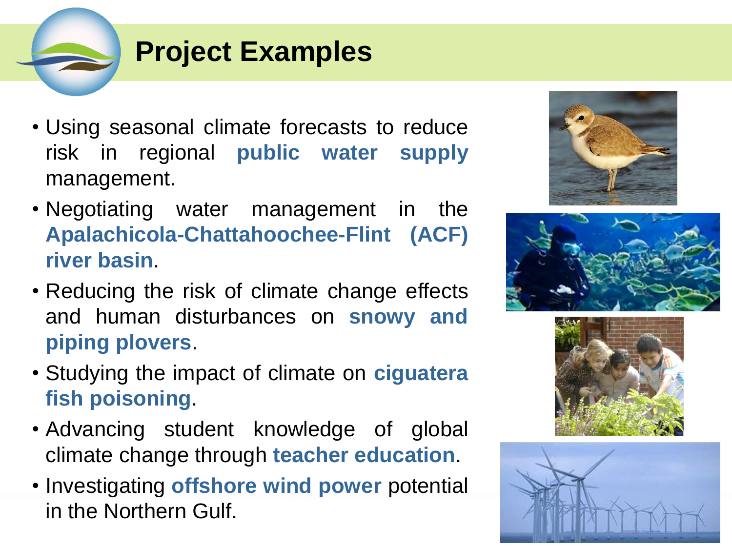# Project Examples

- Using seasonal climate forecasts to reduce risk in regional **public water supply** management.
- Negotiating water management in the **Apalachicola-Chattahoochee-Flint (ACF) river basin**.
- Reducing the risk of climate change effects and human disturbances on **snowy and piping plovers**.
- Studying the impact of climate on **ciguatera fish poisoning**.
- Advancing student knowledge of global climate change through **teacher education**.
- Investigating **offshore wind power** potential in the Northern Gulf.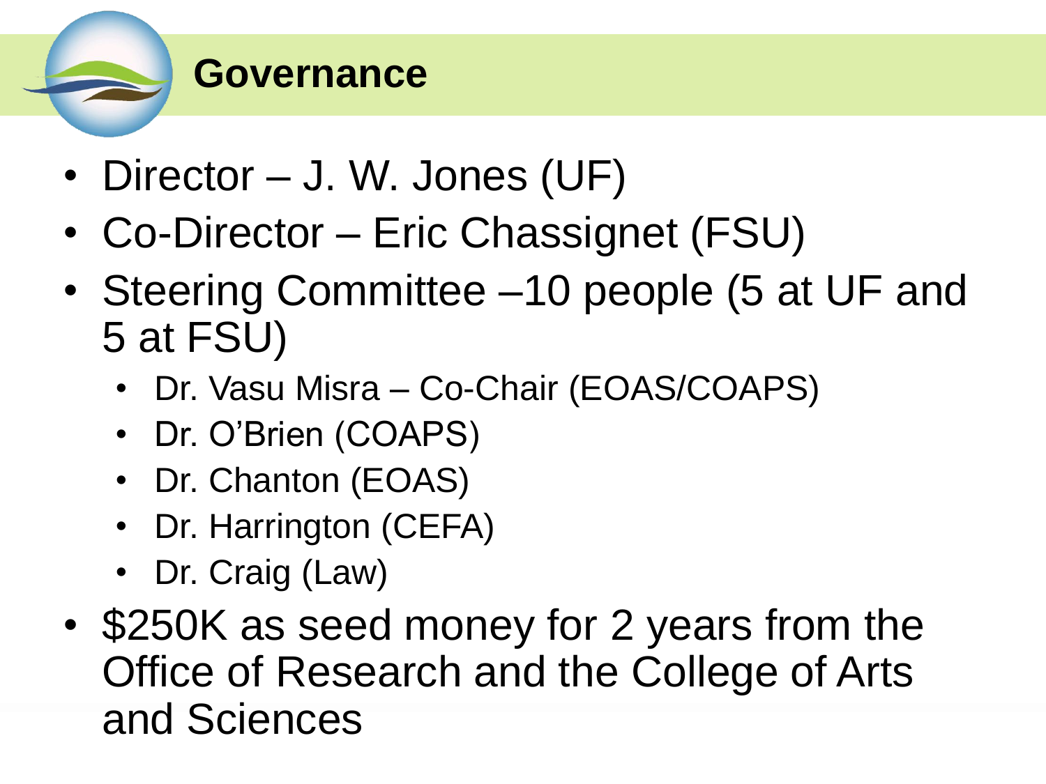# Governance

- Director – J. W. Jones (UF)
- Co-Director – Eric Chassignet (FSU)
- Steering Committee –10 people (5 at UF and 5 at FSU)
  - Dr. Vasu Misra – Co-Chair (EOAS/COAPS)
  - Dr. O'Brien (COAPS)
  - Dr. Chanton (EOAS)
  - Dr. Harrington (CEFA)
  - Dr. Craig (Law)
- $250K as seed money for 2 years from the Office of Research and the College of Arts and Sciences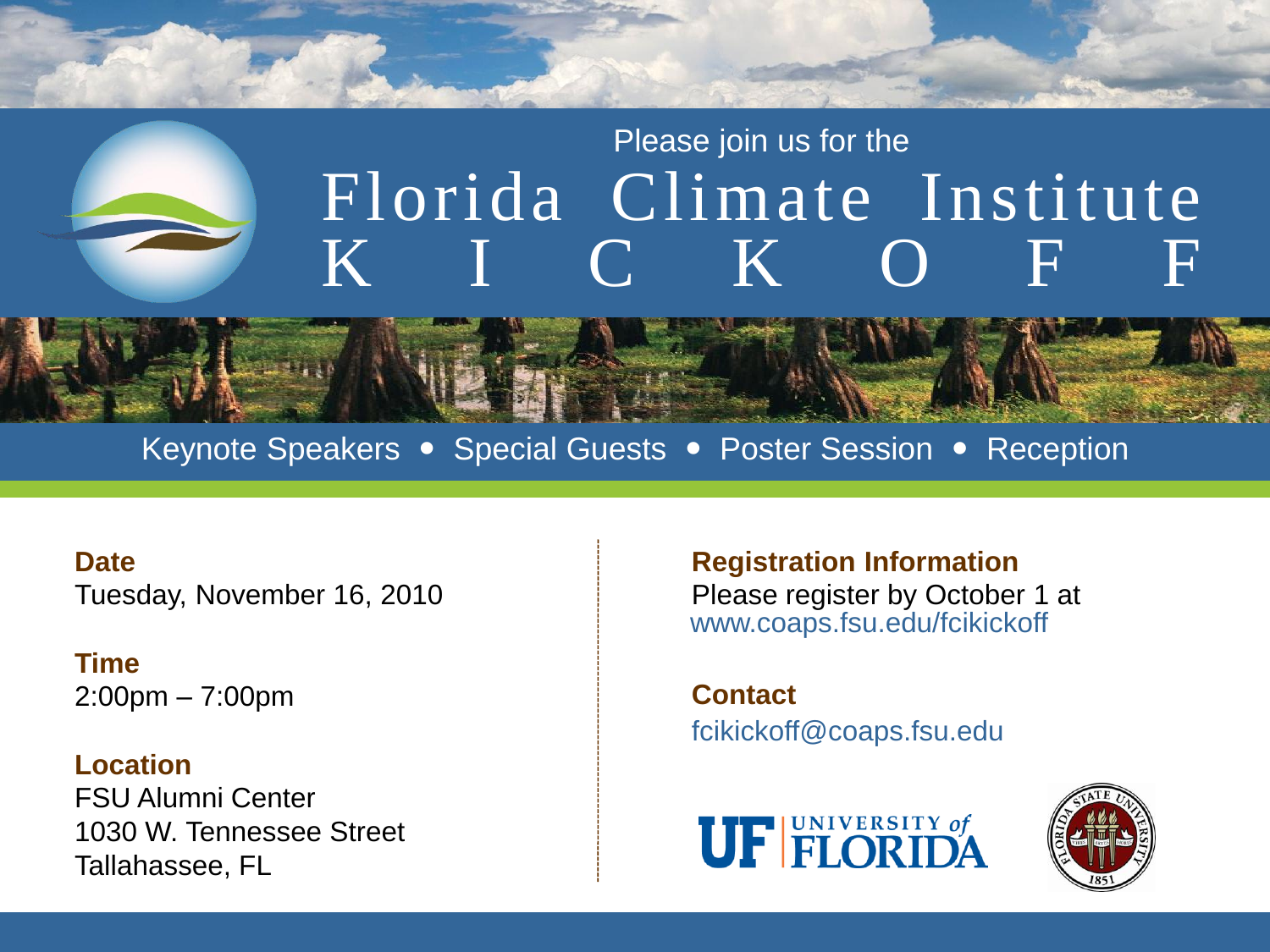Please join us for the

# Florida Climate Institute KICKOFF

Keynote Speakers • Special Guests • Poster Session • Reception

**Date**
Tuesday, November 16, 2010

**Time**
2:00pm – 7:00pm

**Location**
FSU Alumni Center
1030 W. Tennessee Street
Tallahassee, FL

**Registration Information**
Please register by October 1 at
www.coaps.fsu.edu/fcikickoff

**Contact**
fcikickoff@coaps.fsu.edu

UF UNIVERSITY of FLORIDA